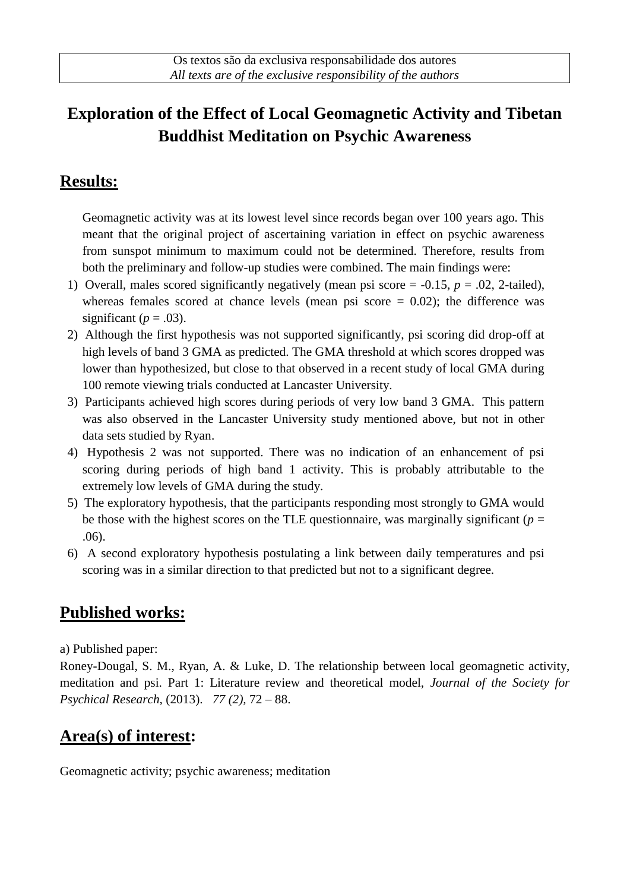Os textos são da exclusiva responsabilidade dos autores
*All texts are of the exclusive responsibility of the authors*

# Exploration of the Effect of Local Geomagnetic Activity and Tibetan Buddhist Meditation on Psychic Awareness

## Results:

Geomagnetic activity was at its lowest level since records began over 100 years ago. This meant that the original project of ascertaining variation in effect on psychic awareness from sunspot minimum to maximum could not be determined. Therefore, results from both the preliminary and follow-up studies were combined. The main findings were:

1) Overall, males scored significantly negatively (mean psi score = -0.15, $p = .02$, 2-tailed), whereas females scored at chance levels (mean psi score = 0.02); the difference was significant ($p = .03$).
2) Although the first hypothesis was not supported significantly, psi scoring did drop-off at high levels of band 3 GMA as predicted. The GMA threshold at which scores dropped was lower than hypothesized, but close to that observed in a recent study of local GMA during 100 remote viewing trials conducted at Lancaster University.
3) Participants achieved high scores during periods of very low band 3 GMA. This pattern was also observed in the Lancaster University study mentioned above, but not in other data sets studied by Ryan.
4) Hypothesis 2 was not supported. There was no indication of an enhancement of psi scoring during periods of high band 1 activity. This is probably attributable to the extremely low levels of GMA during the study.
5) The exploratory hypothesis, that the participants responding most strongly to GMA would be those with the highest scores on the TLE questionnaire, was marginally significant ($p = .06$).
6) A second exploratory hypothesis postulating a link between daily temperatures and psi scoring was in a similar direction to that predicted but not to a significant degree.

## Published works:

a) Published paper:

Roney-Dougal, S. M., Ryan, A. & Luke, D. The relationship between local geomagnetic activity, meditation and psi. Part 1: Literature review and theoretical model, *Journal of the Society for Psychical Research,* (2013). *77 (2),* 72 – 88.

## Area(s) of interest:

Geomagnetic activity; psychic awareness; meditation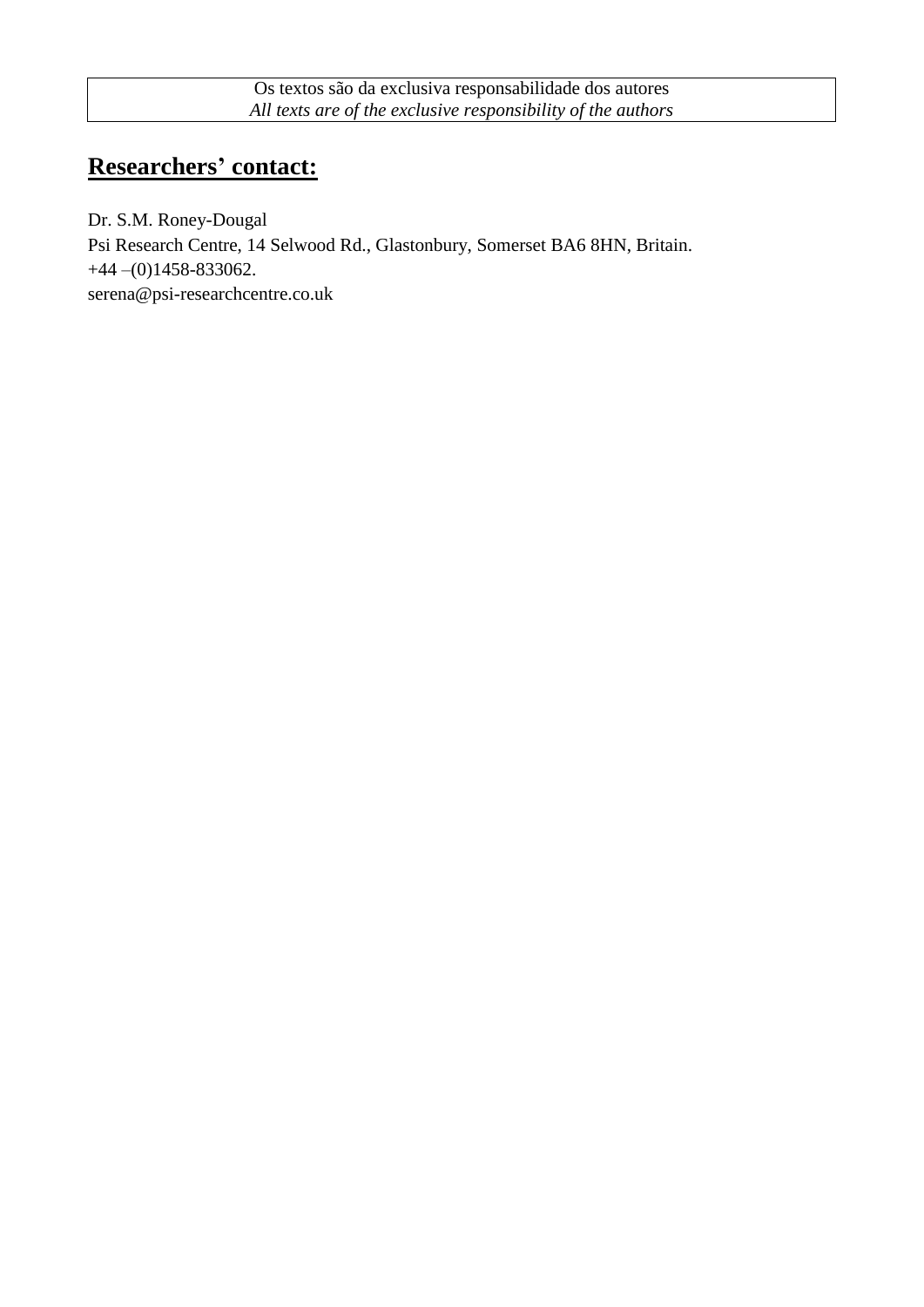Os textos são da exclusiva responsabilidade dos autores
*All texts are of the exclusive responsibility of the authors*

## **Researchers' contact:**

Dr. S.M. Roney-Dougal
Psi Research Centre, 14 Selwood Rd., Glastonbury, Somerset BA6 8HN, Britain.
+44 –(0)1458-833062.
serena@psi-researchcentre.co.uk